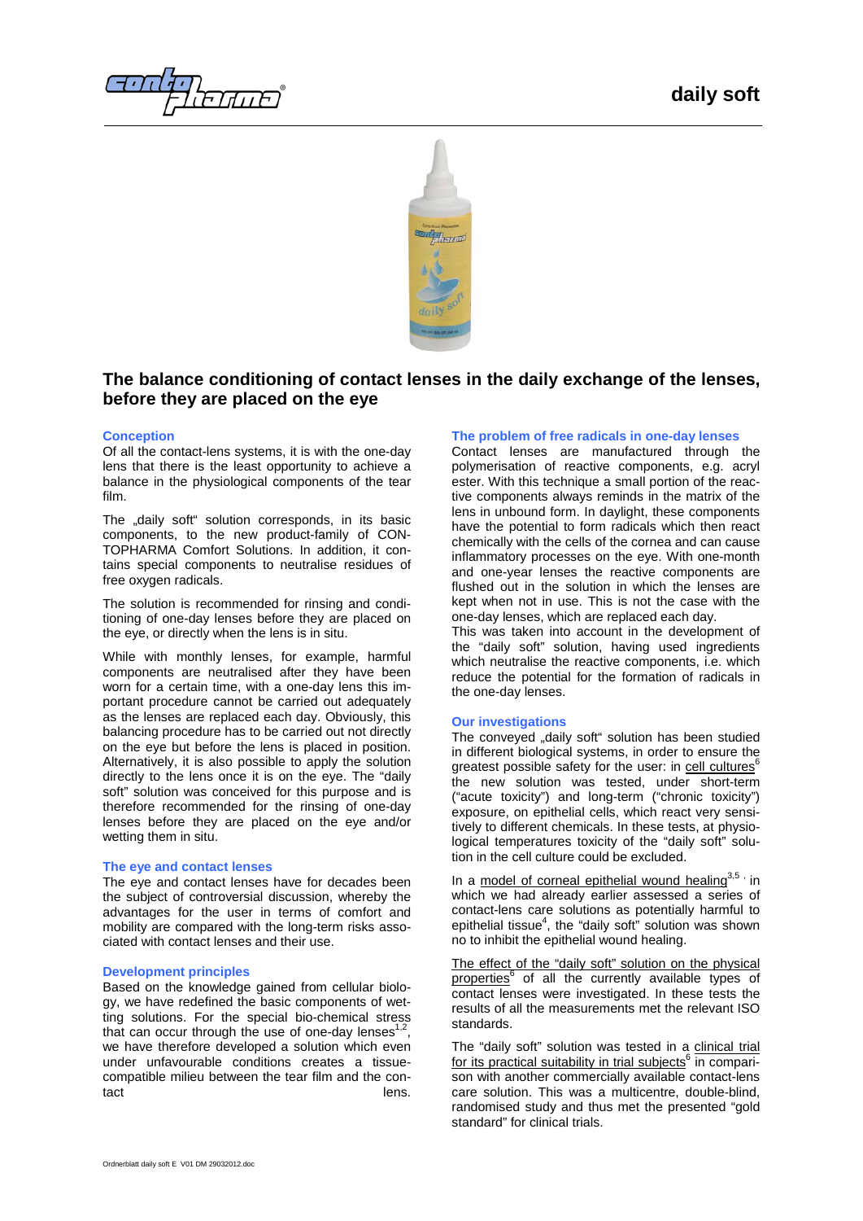# daily soft

## The balance conditioning of contact lenses in the daily exchange of the lenses, before they are placed on the eye

### Conception

Of all the contact-lens systems, it is with the one-day lens that there is the least opportunity to achieve a balance in the physiological components of the tear film.

The „daily soft" solution corresponds, in its basic components, to the new product-family of CONTOPHARMA Comfort Solutions. In addition, it contains special components to neutralise residues of free oxygen radicals.

The solution is recommended for rinsing and conditioning of one-day lenses before they are placed on the eye, or directly when the lens is in situ.

While with monthly lenses, for example, harmful components are neutralised after they have been worn for a certain time, with a one-day lens this important procedure cannot be carried out adequately as the lenses are replaced each day. Obviously, this balancing procedure has to be carried out not directly on the eye but before the lens is placed in position. Alternatively, it is also possible to apply the solution directly to the lens once it is on the eye. The "daily soft" solution was conceived for this purpose and is therefore recommended for the rinsing of one-day lenses before they are placed on the eye and/or wetting them in situ.

### The eye and contact lenses

The eye and contact lenses have for decades been the subject of controversial discussion, whereby the advantages for the user in terms of comfort and mobility are compared with the long-term risks associated with contact lenses and their use.

### Development principles

Based on the knowledge gained from cellular biology, we have redefined the basic components of wetting solutions. For the special bio-chemical stress that can occur through the use of one-day lenses[1,2], we have therefore developed a solution which even under unfavourable conditions creates a tissue-compatible milieu between the tear film and the contact lens.

### The problem of free radicals in one-day lenses

Contact lenses are manufactured through the polymerisation of reactive components, e.g. acryl ester. With this technique a small portion of the reactive components always reminds in the matrix of the lens in unbound form. In daylight, these components have the potential to form radicals which then react chemically with the cells of the cornea and can cause inflammatory processes on the eye. With one-month and one-year lenses the reactive components are flushed out in the solution in which the lenses are kept when not in use. This is not the case with the one-day lenses, which are replaced each day.
This was taken into account in the development of the "daily soft" solution, having used ingredients which neutralise the reactive components, i.e. which reduce the potential for the formation of radicals in the one-day lenses.

### Our investigations

The conveyed „daily soft" solution has been studied in different biological systems, in order to ensure the greatest possible safety for the user: in cell cultures[6] the new solution was tested, under short-term ("acute toxicity") and long-term ("chronic toxicity") exposure, on epithelial cells, which react very sensitively to different chemicals. In these tests, at physiological temperatures toxicity of the "daily soft" solution in the cell culture could be excluded.

In a model of corneal epithelial wound healing[3,5], in which we had already earlier assessed a series of contact-lens care solutions as potentially harmful to epithelial tissue[4], the "daily soft" solution was shown no to inhibit the epithelial wound healing.

The effect of the "daily soft" solution on the physical properties[6] of all the currently available types of contact lenses were investigated. In these tests the results of all the measurements met the relevant ISO standards.

The "daily soft" solution was tested in a clinical trial for its practical suitability in trial subjects[6] in comparison with another commercially available contact-lens care solution. This was a multicentre, double-blind, randomised study and thus met the presented "gold standard" for clinical trials.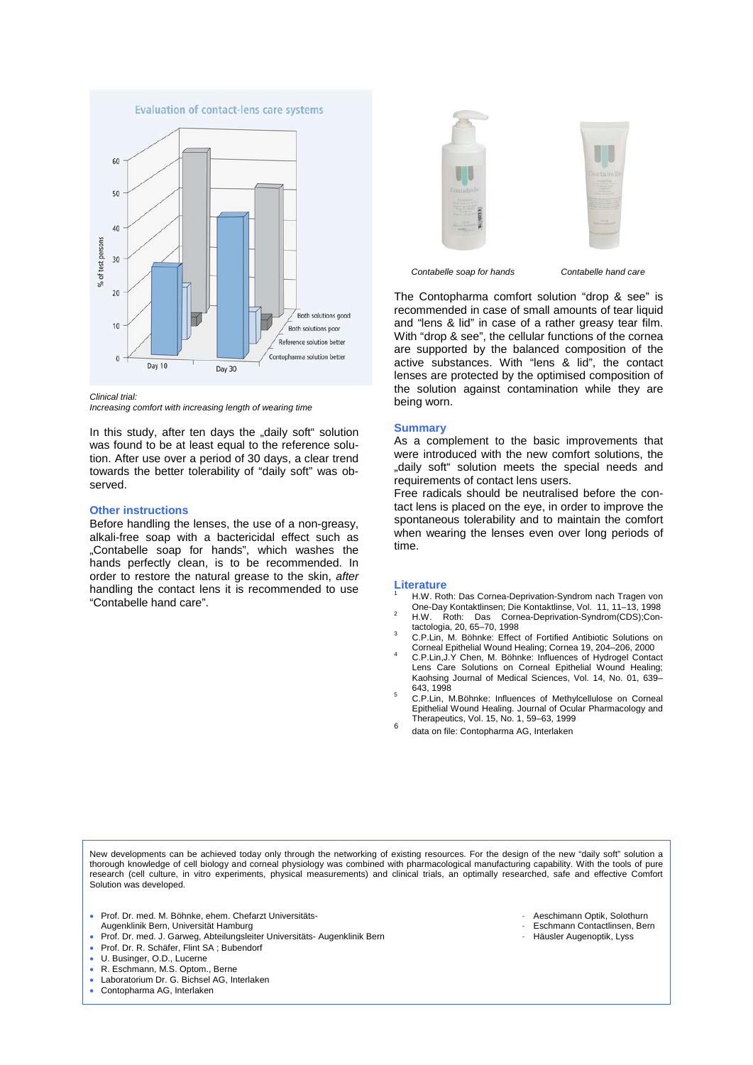Evaluation of contact-lens care systems

60
50
40
30
20
10
0

% of test persons

Day 10
Day 30

Both solutions good
Both solutions poor
Reference solution better
Contopharma solution better

*Clinical trial:*
*Increasing comfort with increasing length of wearing time*

In this study, after ten days the „daily soft" solution was found to be at least equal to the reference solution. After use over a period of 30 days, a clear trend towards the better tolerability of "daily soft" was observed.

## Other instructions

Before handling the lenses, the use of a non-greasy, alkali-free soap with a bactericidal effect such as „Contabelle soap for hands", which washes the hands perfectly clean, is to be recommended. In order to restore the natural grease to the skin, *after* handling the contact lens it is recommended to use "Contabelle hand care".

*Contabelle soap for hands*

*Contabelle hand care*

The Contopharma comfort solution "drop & see" is recommended in case of small amounts of tear liquid and "lens & lid" in case of a rather greasy tear film. With "drop & see", the cellular functions of the cornea are supported by the balanced composition of the active substances. With "lens & lid", the contact lenses are protected by the optimised composition of the solution against contamination while they are being worn.

## Summary

As a complement to the basic improvements that were introduced with the new comfort solutions, the „daily soft" solution meets the special needs and requirements of contact lens users.

Free radicals should be neutralised before the contact lens is placed on the eye, in order to improve the spontaneous tolerability and to maintain the comfort when wearing the lenses even over long periods of time.

## Literature

[1] H.W. Roth: Das Cornea-Deprivation-Syndrom nach Tragen von One-Day Kontaktlinsen; Die Kontaktlinse, Vol. 11, 11–13, 1998

[2] H.W. Roth: Das Cornea-Deprivation-Syndrom(CDS);Contactologia, 20, 65–70, 1998

[3] C.P.Lin, M. Böhnke: Effect of Fortified Antibiotic Solutions on Corneal Epithelial Wound Healing; Cornea 19, 204–206, 2000

[4] C.P.Lin,J.Y Chen, M. Böhnke: Influences of Hydrogel Contact Lens Care Solutions on Corneal Epithelial Wound Healing; Kaohsing Journal of Medical Sciences, Vol. 14, No. 01, 639–643, 1998

[5] C.P.Lin, M.Böhnke: Influences of Methylcellulose on Corneal Epithelial Wound Healing. Journal of Ocular Pharmacology and Therapeutics, Vol. 15, No. 1, 59–63, 1999

[6] data on file: Contopharma AG, Interlaken

New developments can be achieved today only through the networking of existing resources. For the design of the new "daily soft" solution a thorough knowledge of cell biology and corneal physiology was combined with pharmacological manufacturing capability. With the tools of pure research (cell culture, in vitro experiments, physical measurements) and clinical trials, an optimally researched, safe and effective Comfort Solution was developed.

- Prof. Dr. med. M. Böhnke, ehem. Chefarzt Universitäts-Augenklinik Bern, Universität Hamburg
- Prof. Dr. med. J. Garweg, Abteilungsleiter Universitäts- Augenklinik Bern
- Prof. Dr. R. Schäfer, Flint SA ; Bubendorf
- U. Businger, O.D., Lucerne
- R. Eschmann, M.S. Optom., Berne
- Laboratorium Dr. G. Bichsel AG, Interlaken
- Contopharma AG, Interlaken

- Aeschimann Optik, Solothurn
- Eschmann Contactlinsen, Bern
- Häusler Augenoptik, Lyss